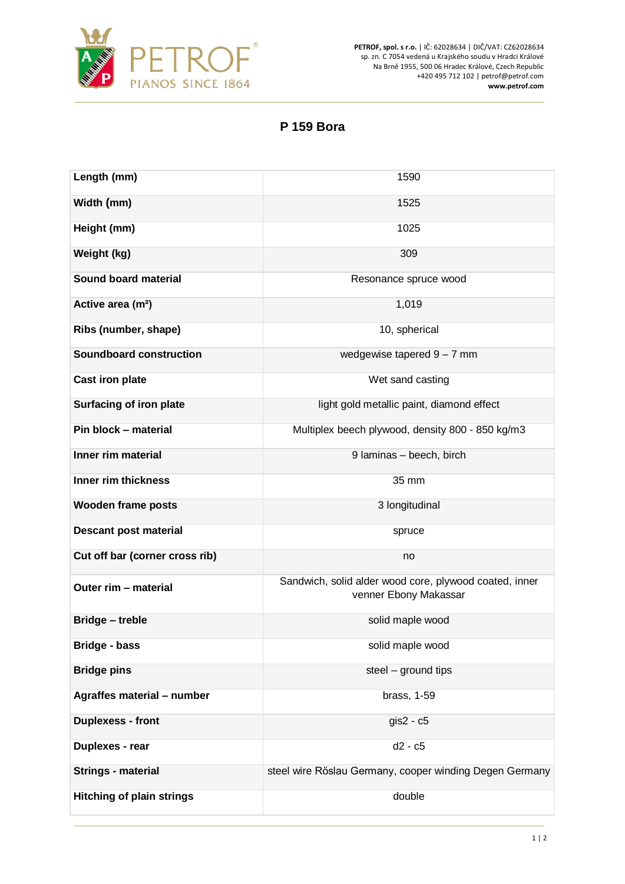PETROF, spol. s r.o. | IČ: 62028634 | DIČ/VAT: CZ62028634
sp. zn. C 7054 vedená u Krajského soudu v Hradci Králové
Na Brně 1955, 500 06 Hradec Králové, Czech Republic
+420 495 712 102 | petrof@petrof.com
www.petrof.com

# P 159 Bora

| | |
|---|---|
| **Length (mm)** | 1590 |
| **Width (mm)** | 1525 |
| **Height (mm)** | 1025 |
| **Weight (kg)** | 309 |
| **Sound board material** | Resonance spruce wood |
| **Active area (m²)** | 1,019 |
| **Ribs (number, shape)** | 10, spherical |
| **Soundboard construction** | wedgewise tapered 9 – 7 mm |
| **Cast iron plate** | Wet sand casting |
| **Surfacing of iron plate** | light gold metallic paint, diamond effect |
| **Pin block – material** | Multiplex beech plywood, density 800 - 850 kg/m3 |
| **Inner rim material** | 9 laminas – beech, birch |
| **Inner rim thickness** | 35 mm |
| **Wooden frame posts** | 3 longitudinal |
| **Descant post material** | spruce |
| **Cut off bar (corner cross rib)** | no |
| **Outer rim – material** | Sandwich, solid alder wood core, plywood coated, inner venner Ebony Makassar |
| **Bridge – treble** | solid maple wood |
| **Bridge - bass** | solid maple wood |
| **Bridge pins** | steel – ground tips |
| **Agraffes material – number** | brass, 1-59 |
| **Duplexess - front** | gis2 - c5 |
| **Duplexes - rear** | d2 - c5 |
| **Strings - material** | steel wire Röslau Germany, cooper winding Degen Germany |
| **Hitching of plain strings** | double |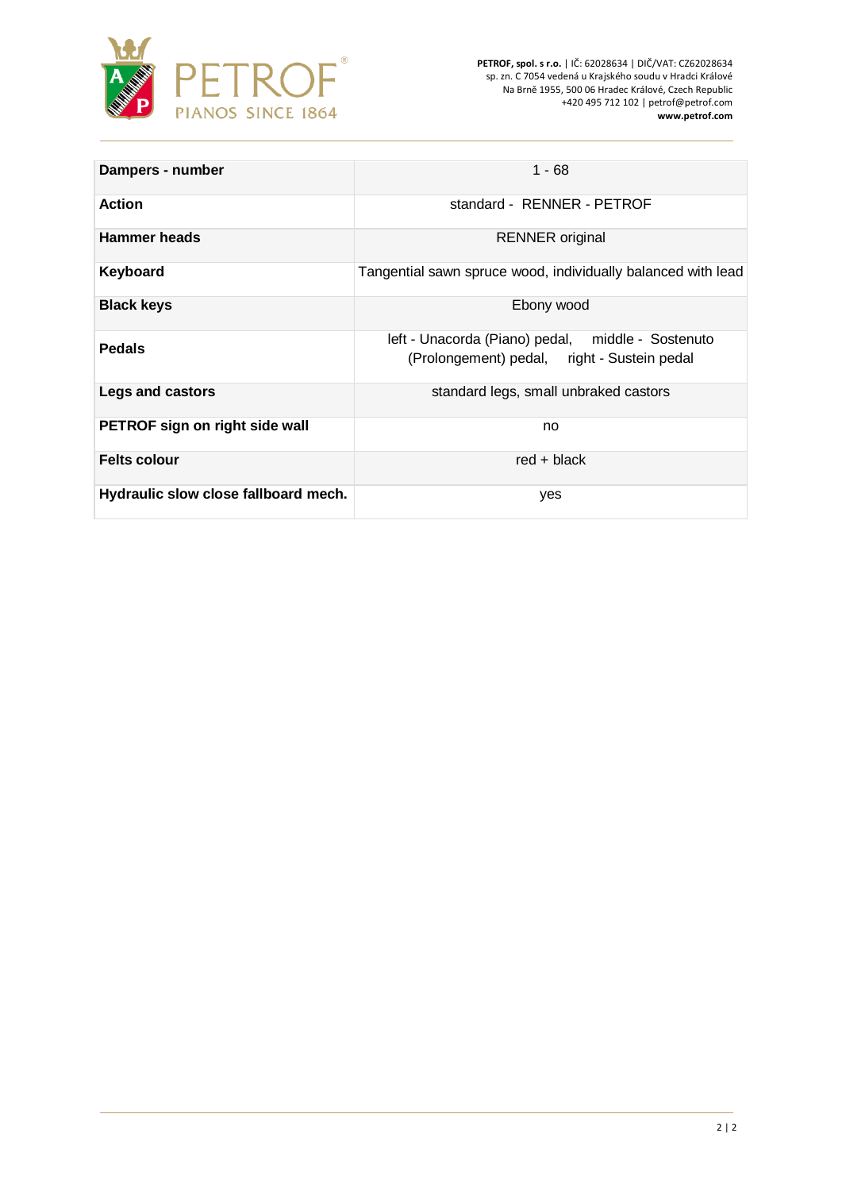| | |
|---|---|
| **Dampers - number** | 1 - 68 |
| **Action** | standard - RENNER - PETROF |
| **Hammer heads** | RENNER original |
| **Keyboard** | Tangential sawn spruce wood, individually balanced with lead |
| **Black keys** | Ebony wood |
| **Pedals** | left - Unacorda (Piano) pedal, middle - Sostenuto (Prolongement) pedal, right - Sustein pedal |
| **Legs and castors** | standard legs, small unbraked castors |
| **PETROF sign on right side wall** | no |
| **Felts colour** | red + black |
| **Hydraulic slow close fallboard mech.** | yes |